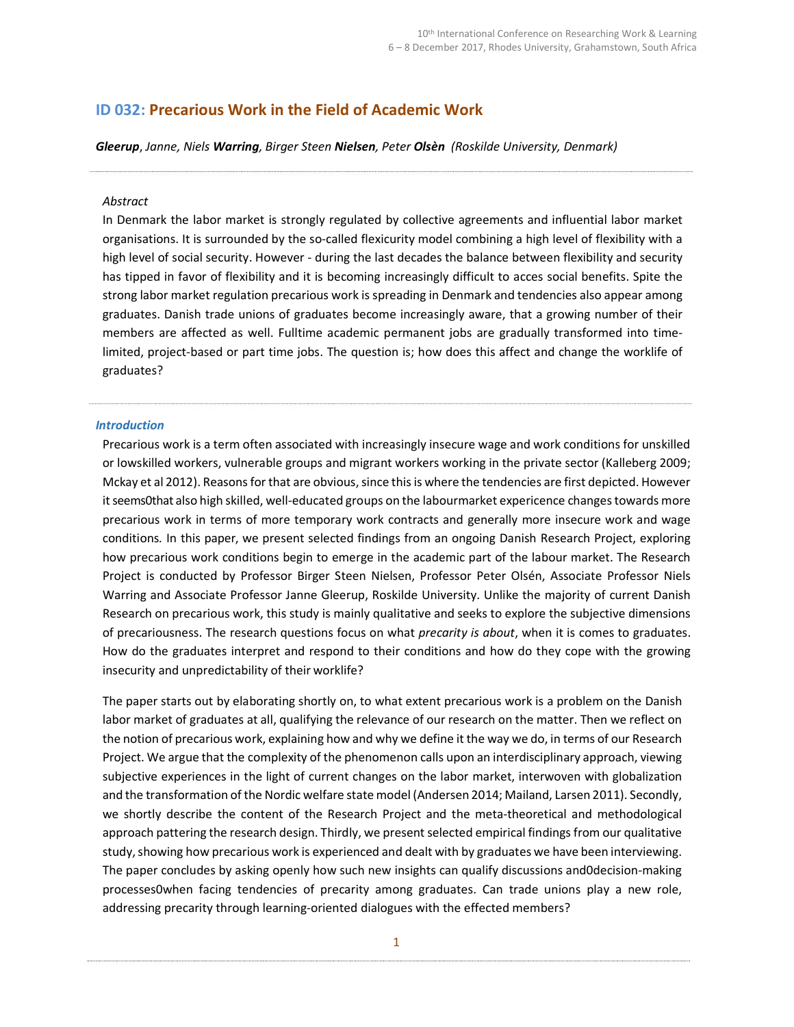## ID 032: Precarious Work in the Field of Academic Work

***Gleerup**, Janne, Niels **Warring**, Birger Steen **Nielsen**, Peter **Olsèn** (Roskilde University, Denmark)*

*Abstract*

In Denmark the labor market is strongly regulated by collective agreements and influential labor market organisations. It is surrounded by the so-called flexicurity model combining a high level of flexibility with a high level of social security. However - during the last decades the balance between flexibility and security has tipped in favor of flexibility and it is becoming increasingly difficult to acces social benefits. Spite the strong labor market regulation precarious work is spreading in Denmark and tendencies also appear among graduates. Danish trade unions of graduates become increasingly aware, that a growing number of their members are affected as well. Fulltime academic permanent jobs are gradually transformed into time-limited, project-based or part time jobs. The question is; how does this affect and change the worklife of graduates?

### *Introduction*

Precarious work is a term often associated with increasingly insecure wage and work conditions for unskilled or lowskilled workers, vulnerable groups and migrant workers working in the private sector (Kalleberg 2009; Mckay et al 2012). Reasons for that are obvious, since this is where the tendencies are first depicted. However it seems0that also high skilled, well-educated groups on the labourmarket expericence changes towards more precarious work in terms of more temporary work contracts and generally more insecure work and wage conditions. In this paper, we present selected findings from an ongoing Danish Research Project, exploring how precarious work conditions begin to emerge in the academic part of the labour market. The Research Project is conducted by Professor Birger Steen Nielsen, Professor Peter Olsén, Associate Professor Niels Warring and Associate Professor Janne Gleerup, Roskilde University. Unlike the majority of current Danish Research on precarious work, this study is mainly qualitative and seeks to explore the subjective dimensions of precariousness. The research questions focus on what *precarity is about*, when it is comes to graduates. How do the graduates interpret and respond to their conditions and how do they cope with the growing insecurity and unpredictability of their worklife?

The paper starts out by elaborating shortly on, to what extent precarious work is a problem on the Danish labor market of graduates at all, qualifying the relevance of our research on the matter. Then we reflect on the notion of precarious work, explaining how and why we define it the way we do, in terms of our Research Project. We argue that the complexity of the phenomenon calls upon an interdisciplinary approach, viewing subjective experiences in the light of current changes on the labor market, interwoven with globalization and the transformation of the Nordic welfare state model (Andersen 2014; Mailand, Larsen 2011). Secondly, we shortly describe the content of the Research Project and the meta-theoretical and methodological approach pattering the research design. Thirdly, we present selected empirical findings from our qualitative study, showing how precarious work is experienced and dealt with by graduates we have been interviewing. The paper concludes by asking openly how such new insights can qualify discussions and0decision-making processes0when facing tendencies of precarity among graduates. Can trade unions play a new role, addressing precarity through learning-oriented dialogues with the effected members?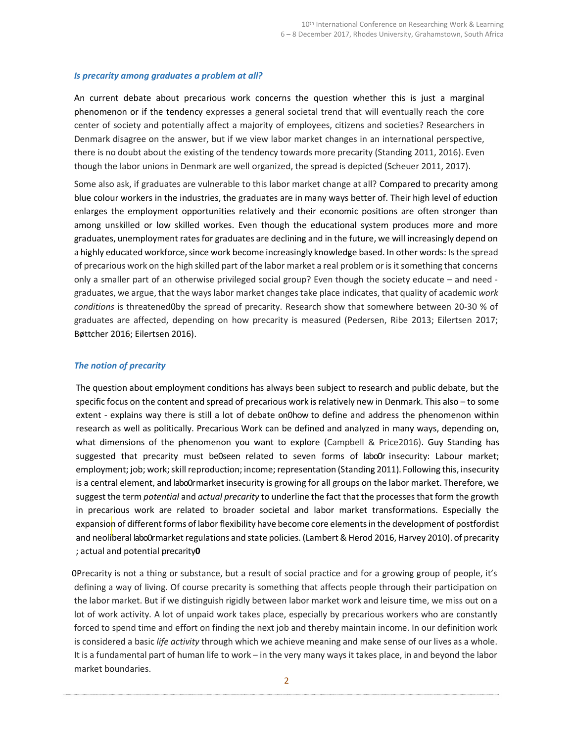### *Is precarity among graduates a problem at all?*

An current debate about precarious work concerns the question whether this is just a marginal phenomenon or if the tendency expresses a general societal trend that will eventually reach the core center of society and potentially affect a majority of employees, citizens and societies? Researchers in Denmark disagree on the answer, but if we view labor market changes in an international perspective, there is no doubt about the existing of the tendency towards more precarity (Standing 2011, 2016). Even though the labor unions in Denmark are well organized, the spread is depicted (Scheuer 2011, 2017).

Some also ask, if graduates are vulnerable to this labor market change at all? Compared to precarity among blue colour workers in the industries, the graduates are in many ways better of. Their high level of eduction enlarges the employment opportunities relatively and their economic positions are often stronger than among unskilled or low skilled workes. Even though the educational system produces more and more graduates, unemployment rates for graduates are declining and in the future, we will increasingly depend on a highly educated workforce, since work become increasingly knowledge based. In other words: Is the spread of precarious work on the high skilled part of the labor market a real problem or is it something that concerns only a smaller part of an otherwise privileged social group? Even though the society educate – and need - graduates, we argue, that the ways labor market changes take place indicates, that quality of academic *work conditions* is threatened0by the spread of precarity. Research show that somewhere between 20-30 % of graduates are affected, depending on how precarity is measured (Pedersen, Ribe 2013; Eilertsen 2017; Bøttcher 2016; Eilertsen 2016).

### *The notion of precarity*

The question about employment conditions has always been subject to research and public debate, but the specific focus on the content and spread of precarious work is relatively new in Denmark. This also – to some extent - explains way there is still a lot of debate on0how to define and address the phenomenon within research as well as politically. Precarious Work can be defined and analyzed in many ways, depending on, what dimensions of the phenomenon you want to explore (Campbell & Price2016). Guy Standing has suggested that precarity must be0seen related to seven forms of labo0r insecurity: Labour market; employment; job; work; skill reproduction; income; representation (Standing 2011). Following this, insecurity is a central element, and labo0r market insecurity is growing for all groups on the labor market. Therefore, we suggest the term *potential* and *actual precarity* to underline the fact that the processes that form the growth in precarious work are related to broader societal and labor market transformations. Especially the expansion of different forms of labor flexibility have become core elements in the development of postfordist and neoliberal labo0r market regulations and state policies. (Lambert & Herod 2016, Harvey 2010). of precarity ; actual and potential precarity**0**

0Precarity is not a thing or substance, but a result of social practice and for a growing group of people, it's defining a way of living. Of course precarity is something that affects people through their participation on the labor market. But if we distinguish rigidly between labor market work and leisure time, we miss out on a lot of work activity. A lot of unpaid work takes place, especially by precarious workers who are constantly forced to spend time and effort on finding the next job and thereby maintain income. In our definition work is considered a basic *life activity* through which we achieve meaning and make sense of our lives as a whole. It is a fundamental part of human life to work – in the very many ways it takes place, in and beyond the labor market boundaries.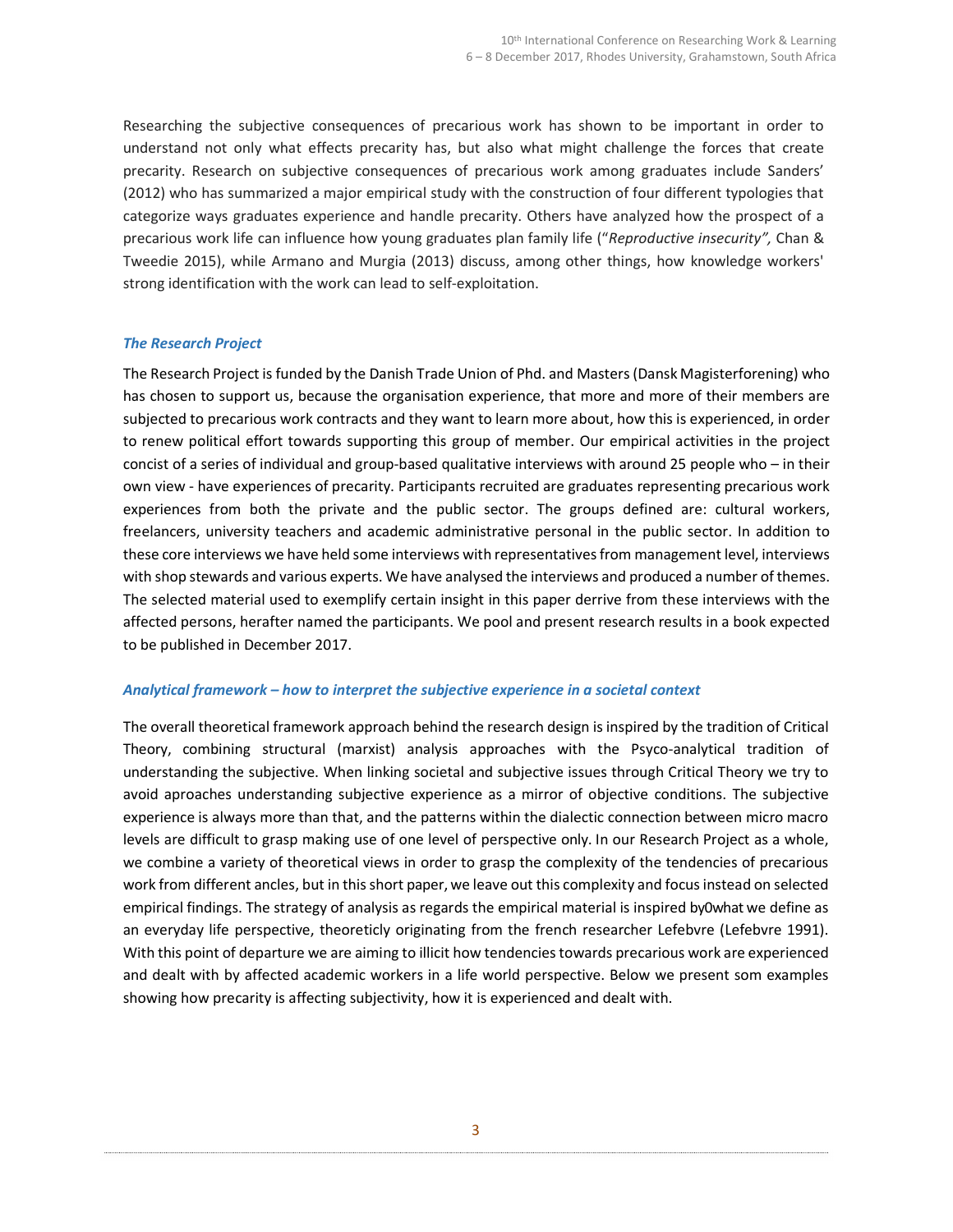Researching the subjective consequences of precarious work has shown to be important in order to understand not only what effects precarity has, but also what might challenge the forces that create precarity. Research on subjective consequences of precarious work among graduates include Sanders' (2012) who has summarized a major empirical study with the construction of four different typologies that categorize ways graduates experience and handle precarity. Others have analyzed how the prospect of a precarious work life can influence how young graduates plan family life ("*Reproductive insecurity",* Chan & Tweedie 2015), while Armano and Murgia (2013) discuss, among other things, how knowledge workers' strong identification with the work can lead to self-exploitation.

### *The Research Project*

The Research Project is funded by the Danish Trade Union of Phd. and Masters (Dansk Magisterforening) who has chosen to support us, because the organisation experience, that more and more of their members are subjected to precarious work contracts and they want to learn more about, how this is experienced, in order to renew political effort towards supporting this group of member. Our empirical activities in the project concist of a series of individual and group-based qualitative interviews with around 25 people who – in their own view - have experiences of precarity. Participants recruited are graduates representing precarious work experiences from both the private and the public sector. The groups defined are: cultural workers, freelancers, university teachers and academic administrative personal in the public sector. In addition to these core interviews we have held some interviews with representatives from management level, interviews with shop stewards and various experts. We have analysed the interviews and produced a number of themes. The selected material used to exemplify certain insight in this paper derrive from these interviews with the affected persons, herafter named the participants. We pool and present research results in a book expected to be published in December 2017.

### *Analytical framework – how to interpret the subjective experience in a societal context*

The overall theoretical framework approach behind the research design is inspired by the tradition of Critical Theory, combining structural (marxist) analysis approaches with the Psyco-analytical tradition of understanding the subjective. When linking societal and subjective issues through Critical Theory we try to avoid aproaches understanding subjective experience as a mirror of objective conditions. The subjective experience is always more than that, and the patterns within the dialectic connection between micro macro levels are difficult to grasp making use of one level of perspective only. In our Research Project as a whole, we combine a variety of theoretical views in order to grasp the complexity of the tendencies of precarious work from different ancles, but in this short paper, we leave out this complexity and focus instead on selected empirical findings. The strategy of analysis as regards the empirical material is inspired by0what we define as an everyday life perspective, theoreticly originating from the french researcher Lefebvre (Lefebvre 1991). With this point of departure we are aiming to illicit how tendencies towards precarious work are experienced and dealt with by affected academic workers in a life world perspective. Below we present som examples showing how precarity is affecting subjectivity, how it is experienced and dealt with.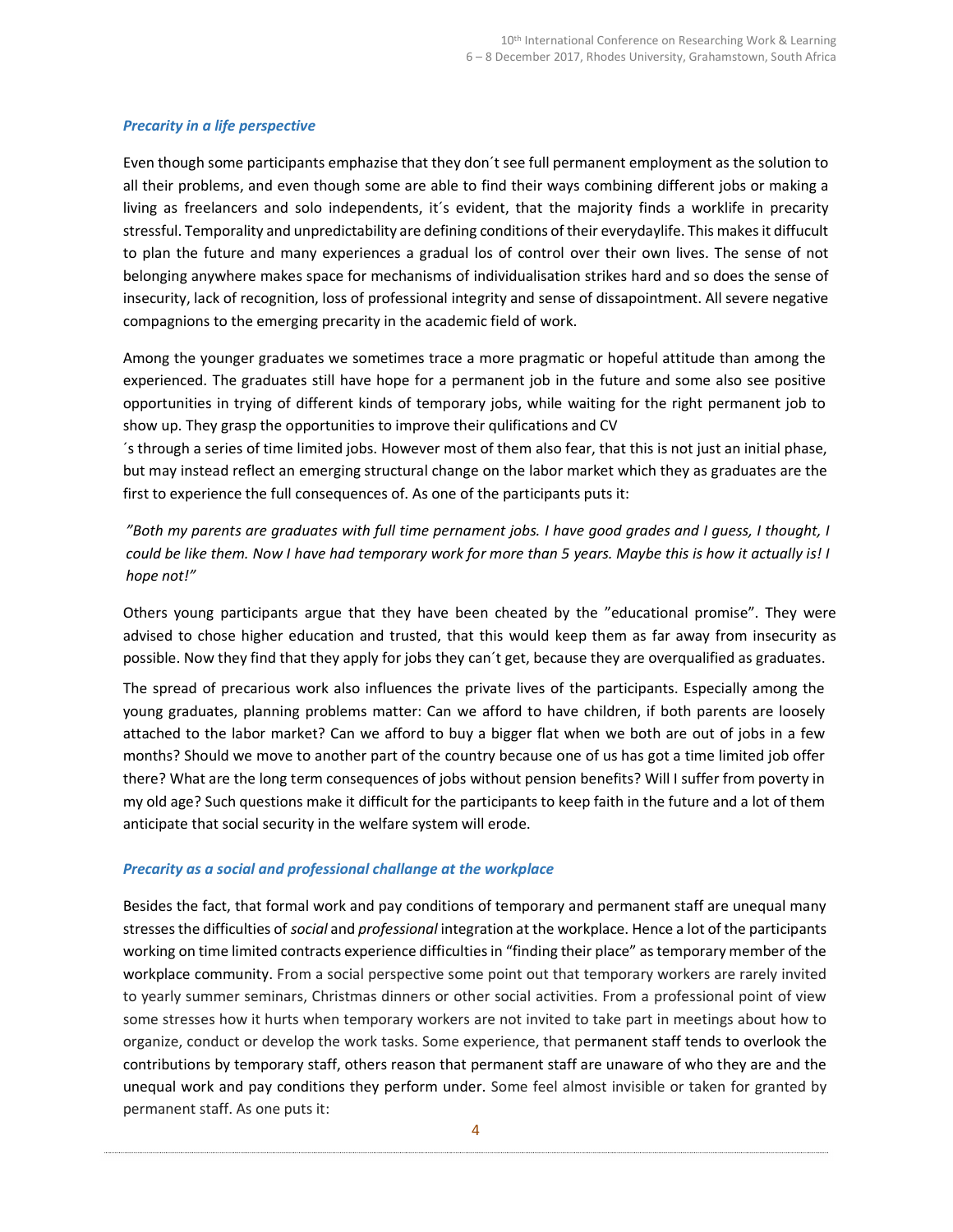### *Precarity in a life perspective*

Even though some participants emphazise that they don´t see full permanent employment as the solution to all their problems, and even though some are able to find their ways combining different jobs or making a living as freelancers and solo independents, it´s evident, that the majority finds a worklife in precarity stressful. Temporality and unpredictability are defining conditions of their everydaylife. This makes it diffucult to plan the future and many experiences a gradual los of control over their own lives. The sense of not belonging anywhere makes space for mechanisms of individualisation strikes hard and so does the sense of insecurity, lack of recognition, loss of professional integrity and sense of dissapointment. All severe negative compagnions to the emerging precarity in the academic field of work.

Among the younger graduates we sometimes trace a more pragmatic or hopeful attitude than among the experienced. The graduates still have hope for a permanent job in the future and some also see positive opportunities in trying of different kinds of temporary jobs, while waiting for the right permanent job to show up. They grasp the opportunities to improve their qulifications and CV ´s through a series of time limited jobs. However most of them also fear, that this is not just an initial phase, but may instead reflect an emerging structural change on the labor market which they as graduates are the first to experience the full consequences of. As one of the participants puts it:

*"Both my parents are graduates with full time pernament jobs. I have good grades and I guess, I thought, I could be like them. Now I have had temporary work for more than 5 years. Maybe this is how it actually is! I hope not!"*

Others young participants argue that they have been cheated by the "educational promise". They were advised to chose higher education and trusted, that this would keep them as far away from insecurity as possible. Now they find that they apply for jobs they can´t get, because they are overqualified as graduates.

The spread of precarious work also influences the private lives of the participants. Especially among the young graduates, planning problems matter: Can we afford to have children, if both parents are loosely attached to the labor market? Can we afford to buy a bigger flat when we both are out of jobs in a few months? Should we move to another part of the country because one of us has got a time limited job offer there? What are the long term consequences of jobs without pension benefits? Will I suffer from poverty in my old age? Such questions make it difficult for the participants to keep faith in the future and a lot of them anticipate that social security in the welfare system will erode.

### *Precarity as a social and professional challange at the workplace*

Besides the fact, that formal work and pay conditions of temporary and permanent staff are unequal many stresses the difficulties of *social* and *professional* integration at the workplace. Hence a lot of the participants working on time limited contracts experience difficulties in "finding their place" as temporary member of the workplace community. From a social perspective some point out that temporary workers are rarely invited to yearly summer seminars, Christmas dinners or other social activities. From a professional point of view some stresses how it hurts when temporary workers are not invited to take part in meetings about how to organize, conduct or develop the work tasks. Some experience, that permanent staff tends to overlook the contributions by temporary staff, others reason that permanent staff are unaware of who they are and the unequal work and pay conditions they perform under. Some feel almost invisible or taken for granted by permanent staff. As one puts it: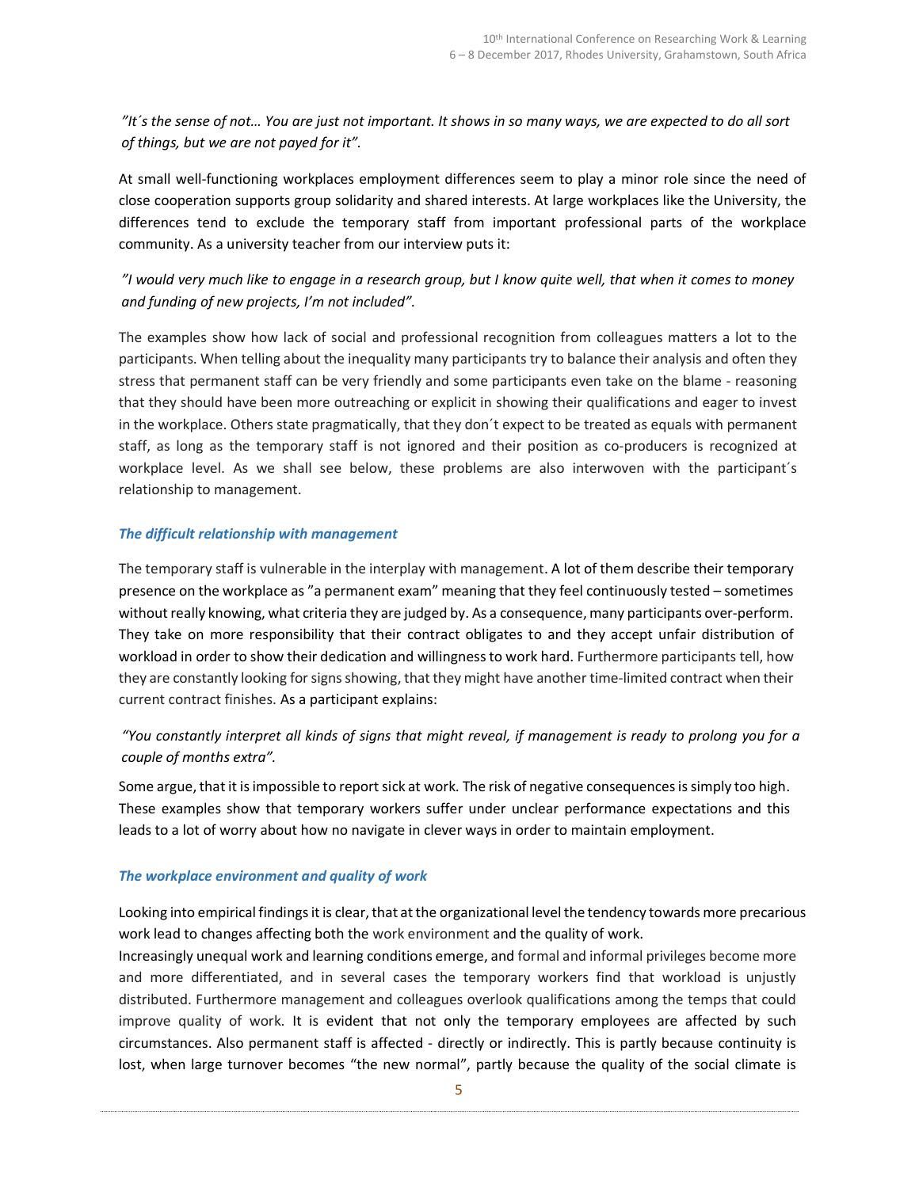*"It´s the sense of not… You are just not important. It shows in so many ways, we are expected to do all sort of things, but we are not payed for it".*

At small well-functioning workplaces employment differences seem to play a minor role since the need of close cooperation supports group solidarity and shared interests. At large workplaces like the University, the differences tend to exclude the temporary staff from important professional parts of the workplace community. As a university teacher from our interview puts it:

*"I would very much like to engage in a research group, but I know quite well, that when it comes to money and funding of new projects, I'm not included".*

The examples show how lack of social and professional recognition from colleagues matters a lot to the participants. When telling about the inequality many participants try to balance their analysis and often they stress that permanent staff can be very friendly and some participants even take on the blame - reasoning that they should have been more outreaching or explicit in showing their qualifications and eager to invest in the workplace. Others state pragmatically, that they don´t expect to be treated as equals with permanent staff, as long as the temporary staff is not ignored and their position as co-producers is recognized at workplace level. As we shall see below, these problems are also interwoven with the participant´s relationship to management.

### *The difficult relationship with management*

The temporary staff is vulnerable in the interplay with management. A lot of them describe their temporary presence on the workplace as "a permanent exam" meaning that they feel continuously tested – sometimes without really knowing, what criteria they are judged by. As a consequence, many participants over-perform. They take on more responsibility that their contract obligates to and they accept unfair distribution of workload in order to show their dedication and willingness to work hard. Furthermore participants tell, how they are constantly looking for signs showing, that they might have another time-limited contract when their current contract finishes. As a participant explains:

*"You constantly interpret all kinds of signs that might reveal, if management is ready to prolong you for a couple of months extra".*

Some argue, that it is impossible to report sick at work. The risk of negative consequences is simply too high. These examples show that temporary workers suffer under unclear performance expectations and this leads to a lot of worry about how no navigate in clever ways in order to maintain employment.

### *The workplace environment and quality of work*

Looking into empirical findings it is clear, that at the organizational level the tendency towards more precarious work lead to changes affecting both the work environment and the quality of work.
Increasingly unequal work and learning conditions emerge, and formal and informal privileges become more and more differentiated, and in several cases the temporary workers find that workload is unjustly distributed. Furthermore management and colleagues overlook qualifications among the temps that could improve quality of work. It is evident that not only the temporary employees are affected by such circumstances. Also permanent staff is affected - directly or indirectly. This is partly because continuity is lost, when large turnover becomes "the new normal", partly because the quality of the social climate is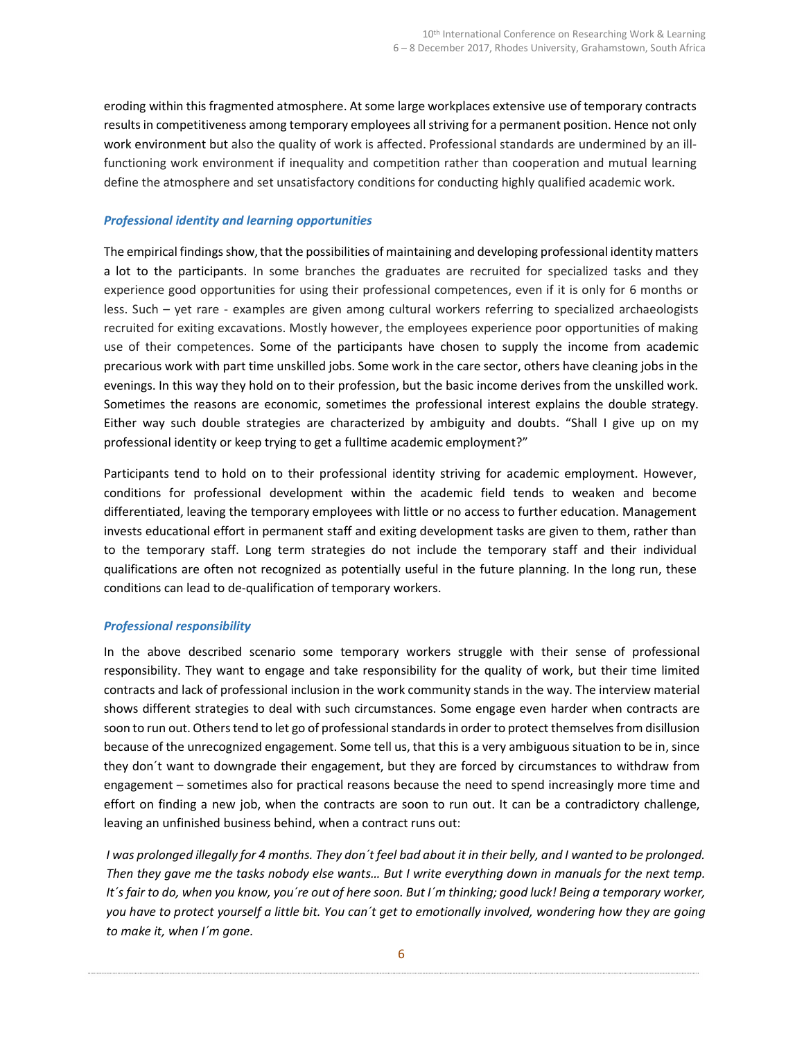eroding within this fragmented atmosphere. At some large workplaces extensive use of temporary contracts results in competitiveness among temporary employees all striving for a permanent position. Hence not only work environment but also the quality of work is affected. Professional standards are undermined by an ill-functioning work environment if inequality and competition rather than cooperation and mutual learning define the atmosphere and set unsatisfactory conditions for conducting highly qualified academic work.

### *Professional identity and learning opportunities*

The empirical findings show, that the possibilities of maintaining and developing professional identity matters a lot to the participants. In some branches the graduates are recruited for specialized tasks and they experience good opportunities for using their professional competences, even if it is only for 6 months or less. Such – yet rare - examples are given among cultural workers referring to specialized archaeologists recruited for exiting excavations. Mostly however, the employees experience poor opportunities of making use of their competences. Some of the participants have chosen to supply the income from academic precarious work with part time unskilled jobs. Some work in the care sector, others have cleaning jobs in the evenings. In this way they hold on to their profession, but the basic income derives from the unskilled work. Sometimes the reasons are economic, sometimes the professional interest explains the double strategy. Either way such double strategies are characterized by ambiguity and doubts. "Shall I give up on my professional identity or keep trying to get a fulltime academic employment?"

Participants tend to hold on to their professional identity striving for academic employment. However, conditions for professional development within the academic field tends to weaken and become differentiated, leaving the temporary employees with little or no access to further education. Management invests educational effort in permanent staff and exiting development tasks are given to them, rather than to the temporary staff. Long term strategies do not include the temporary staff and their individual qualifications are often not recognized as potentially useful in the future planning. In the long run, these conditions can lead to de-qualification of temporary workers.

### *Professional responsibility*

In the above described scenario some temporary workers struggle with their sense of professional responsibility. They want to engage and take responsibility for the quality of work, but their time limited contracts and lack of professional inclusion in the work community stands in the way. The interview material shows different strategies to deal with such circumstances. Some engage even harder when contracts are soon to run out. Others tend to let go of professional standards in order to protect themselves from disillusion because of the unrecognized engagement. Some tell us, that this is a very ambiguous situation to be in, since they don´t want to downgrade their engagement, but they are forced by circumstances to withdraw from engagement – sometimes also for practical reasons because the need to spend increasingly more time and effort on finding a new job, when the contracts are soon to run out. It can be a contradictory challenge, leaving an unfinished business behind, when a contract runs out:

*I was prolonged illegally for 4 months. They don´t feel bad about it in their belly, and I wanted to be prolonged. Then they gave me the tasks nobody else wants… But I write everything down in manuals for the next temp. It´s fair to do, when you know, you´re out of here soon. But I´m thinking; good luck! Being a temporary worker, you have to protect yourself a little bit. You can´t get to emotionally involved, wondering how they are going to make it, when I´m gone.*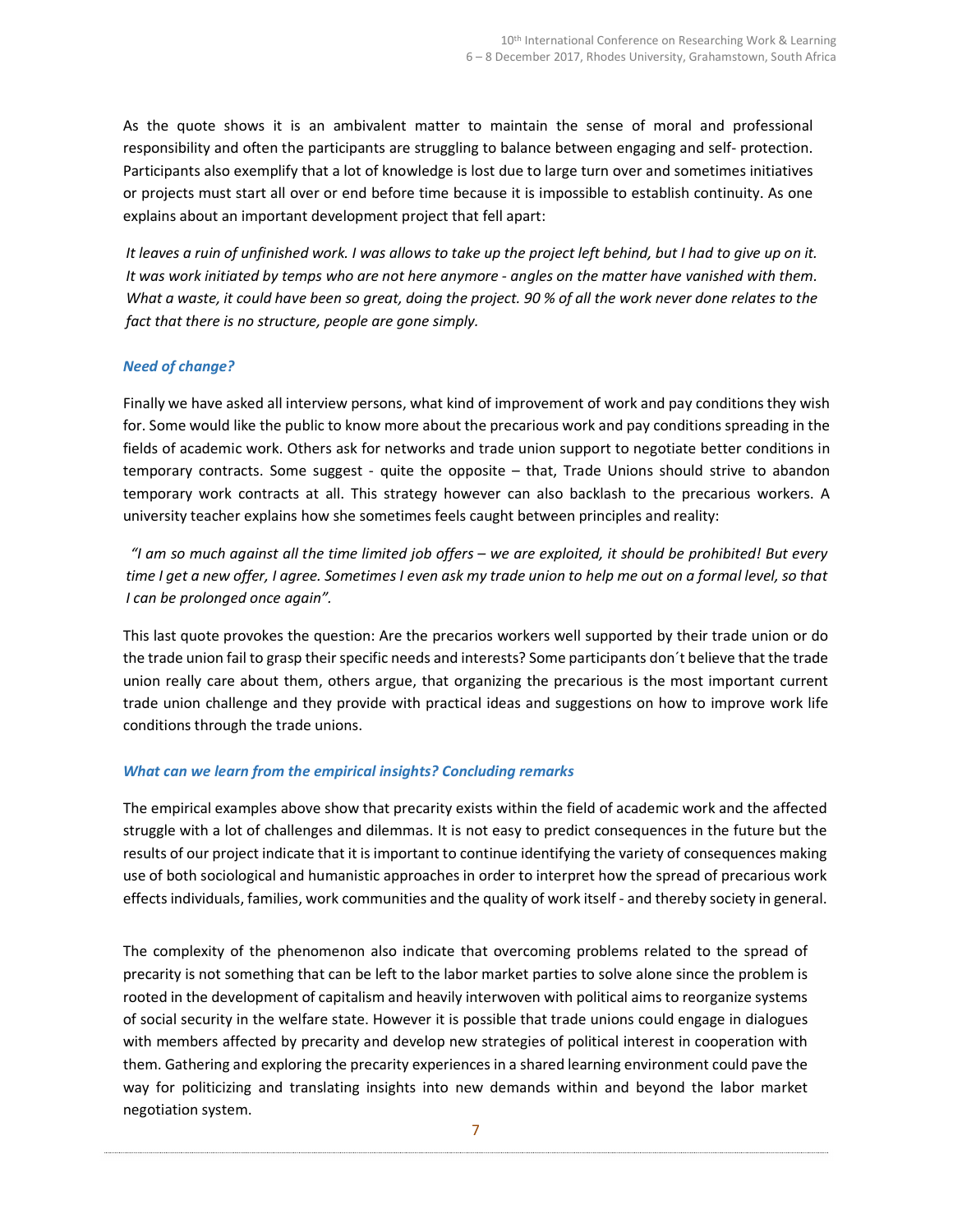As the quote shows it is an ambivalent matter to maintain the sense of moral and professional responsibility and often the participants are struggling to balance between engaging and self- protection. Participants also exemplify that a lot of knowledge is lost due to large turn over and sometimes initiatives or projects must start all over or end before time because it is impossible to establish continuity. As one explains about an important development project that fell apart:

*It leaves a ruin of unfinished work. I was allows to take up the project left behind, but I had to give up on it. It was work initiated by temps who are not here anymore - angles on the matter have vanished with them. What a waste, it could have been so great, doing the project. 90 % of all the work never done relates to the fact that there is no structure, people are gone simply.*

### *Need of change?*

Finally we have asked all interview persons, what kind of improvement of work and pay conditions they wish for. Some would like the public to know more about the precarious work and pay conditions spreading in the fields of academic work. Others ask for networks and trade union support to negotiate better conditions in temporary contracts. Some suggest - quite the opposite – that, Trade Unions should strive to abandon temporary work contracts at all. This strategy however can also backlash to the precarious workers. A university teacher explains how she sometimes feels caught between principles and reality:

*"I am so much against all the time limited job offers – we are exploited, it should be prohibited! But every time I get a new offer, I agree. Sometimes I even ask my trade union to help me out on a formal level, so that I can be prolonged once again".*

This last quote provokes the question: Are the precarios workers well supported by their trade union or do the trade union fail to grasp their specific needs and interests? Some participants don´t believe that the trade union really care about them, others argue, that organizing the precarious is the most important current trade union challenge and they provide with practical ideas and suggestions on how to improve work life conditions through the trade unions.

### *What can we learn from the empirical insights? Concluding remarks*

The empirical examples above show that precarity exists within the field of academic work and the affected struggle with a lot of challenges and dilemmas. It is not easy to predict consequences in the future but the results of our project indicate that it is important to continue identifying the variety of consequences making use of both sociological and humanistic approaches in order to interpret how the spread of precarious work effects individuals, families, work communities and the quality of work itself - and thereby society in general.

The complexity of the phenomenon also indicate that overcoming problems related to the spread of precarity is not something that can be left to the labor market parties to solve alone since the problem is rooted in the development of capitalism and heavily interwoven with political aims to reorganize systems of social security in the welfare state. However it is possible that trade unions could engage in dialogues with members affected by precarity and develop new strategies of political interest in cooperation with them. Gathering and exploring the precarity experiences in a shared learning environment could pave the way for politicizing and translating insights into new demands within and beyond the labor market negotiation system.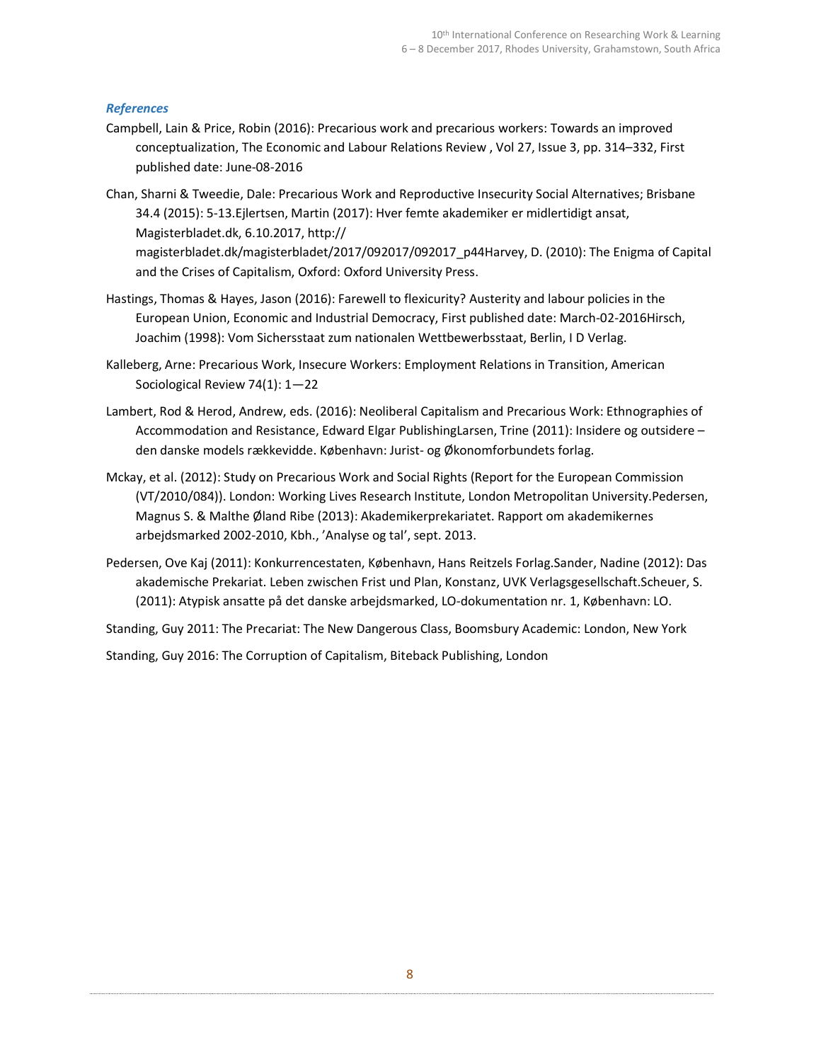### *References*

Campbell, Lain & Price, Robin (2016): Precarious work and precarious workers: Towards an improved conceptualization, The Economic and Labour Relations Review , Vol 27, Issue 3, pp. 314–332, First published date: June-08-2016

Chan, Sharni & Tweedie, Dale: Precarious Work and Reproductive Insecurity Social Alternatives; Brisbane 34.4 (2015): 5-13.Ejlertsen, Martin (2017): Hver femte akademiker er midlertidigt ansat, Magisterbladet.dk, 6.10.2017, http:// magisterbladet.dk/magisterbladet/2017/092017/092017_p44Harvey, D. (2010): The Enigma of Capital and the Crises of Capitalism, Oxford: Oxford University Press.

Hastings, Thomas & Hayes, Jason (2016): Farewell to flexicurity? Austerity and labour policies in the European Union, Economic and Industrial Democracy, First published date: March-02-2016Hirsch, Joachim (1998): Vom Sichersstaat zum nationalen Wettbewerbsstaat, Berlin, I D Verlag.

Kalleberg, Arne: Precarious Work, Insecure Workers: Employment Relations in Transition, American Sociological Review 74(1): 1—22

Lambert, Rod & Herod, Andrew, eds. (2016): Neoliberal Capitalism and Precarious Work: Ethnographies of Accommodation and Resistance, Edward Elgar PublishingLarsen, Trine (2011): Insidere og outsidere – den danske models rækkevidde. København: Jurist- og Økonomforbundets forlag.

Mckay, et al. (2012): Study on Precarious Work and Social Rights (Report for the European Commission (VT/2010/084)). London: Working Lives Research Institute, London Metropolitan University.Pedersen, Magnus S. & Malthe Øland Ribe (2013): Akademikerprekariatet. Rapport om akademikernes arbejdsmarked 2002-2010, Kbh., 'Analyse og tal', sept. 2013.

Pedersen, Ove Kaj (2011): Konkurrencestaten, København, Hans Reitzels Forlag.Sander, Nadine (2012): Das akademische Prekariat. Leben zwischen Frist und Plan, Konstanz, UVK Verlagsgesellschaft.Scheuer, S. (2011): Atypisk ansatte på det danske arbejdsmarked, LO-dokumentation nr. 1, København: LO.

Standing, Guy 2011: The Precariat: The New Dangerous Class, Boomsbury Academic: London, New York

Standing, Guy 2016: The Corruption of Capitalism, Biteback Publishing, London